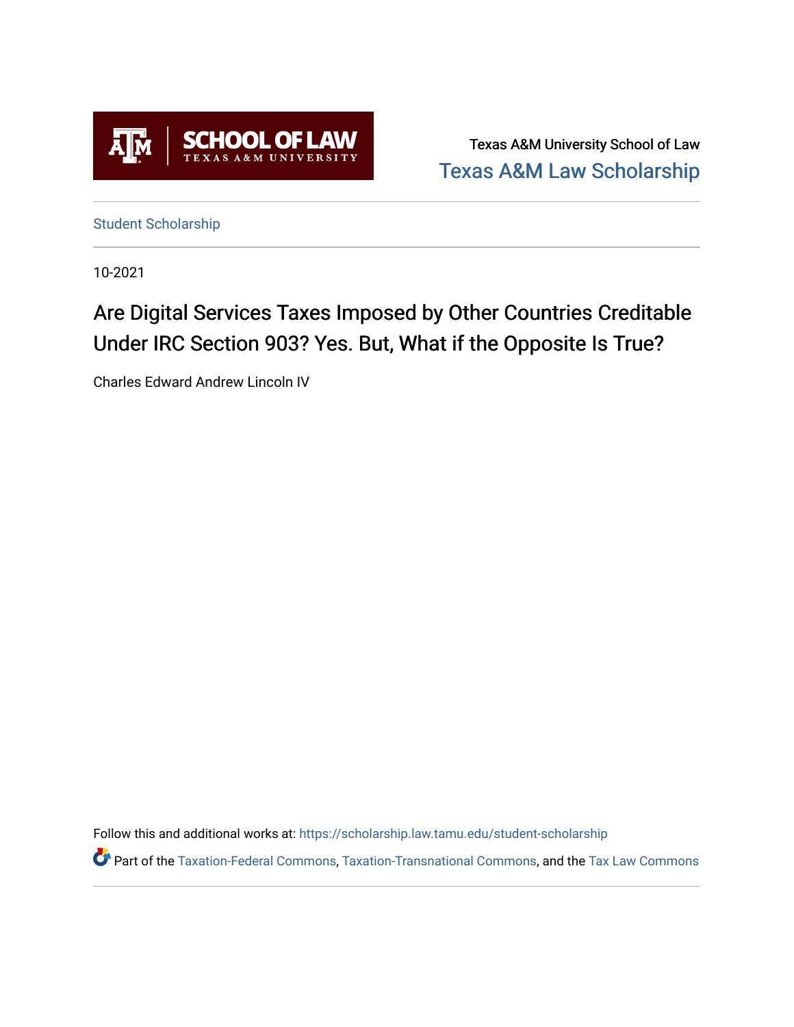Texas A&M University School of Law

Texas A&M Law Scholarship

Student Scholarship

10-2021

# Are Digital Services Taxes Imposed by Other Countries Creditable Under IRC Section 903? Yes. But, What if the Opposite Is True?

Charles Edward Andrew Lincoln IV

Follow this and additional works at: https://scholarship.law.tamu.edu/student-scholarship

Part of the Taxation-Federal Commons, Taxation-Transnational Commons, and the Tax Law Commons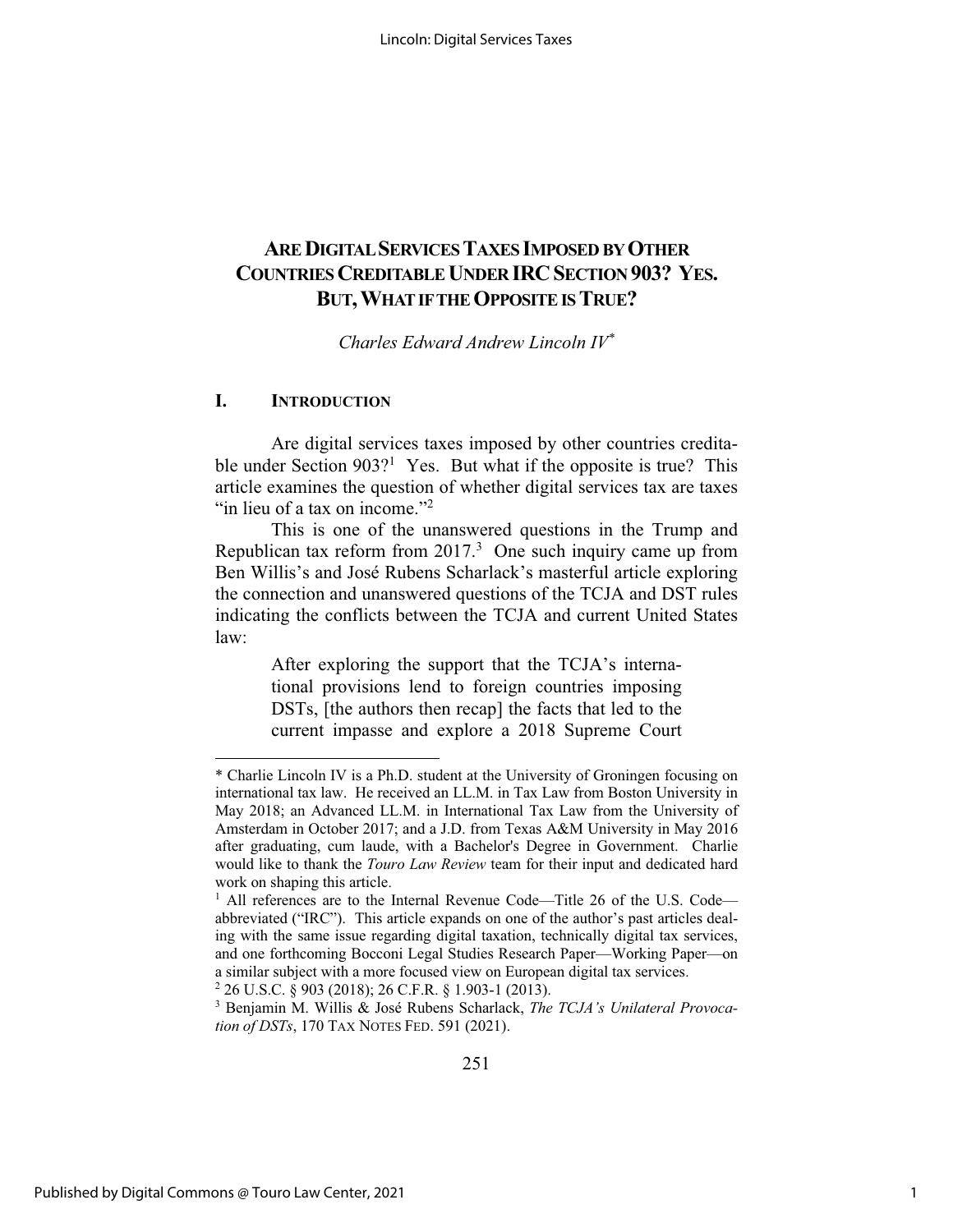# ARE DIGITAL SERVICES TAXES IMPOSED BY OTHER COUNTRIES CREDITABLE UNDER IRC SECTION 903? YES. BUT, WHAT IF THE OPPOSITE IS TRUE?

*Charles Edward Andrew Lincoln IV*[*]

## I. INTRODUCTION

Are digital services taxes imposed by other countries creditable under Section 903?[1] Yes. But what if the opposite is true? This article examines the question of whether digital services tax are taxes "in lieu of a tax on income."[2]

This is one of the unanswered questions in the Trump and Republican tax reform from 2017.[3] One such inquiry came up from Ben Willis's and José Rubens Scharlack's masterful article exploring the connection and unanswered questions of the TCJA and DST rules indicating the conflicts between the TCJA and current United States law:

> After exploring the support that the TCJA's international provisions lend to foreign countries imposing DSTs, [the authors then recap] the facts that led to the current impasse and explore a 2018 Supreme Court

---

\* Charlie Lincoln IV is a Ph.D. student at the University of Groningen focusing on international tax law. He received an LL.M. in Tax Law from Boston University in May 2018; an Advanced LL.M. in International Tax Law from the University of Amsterdam in October 2017; and a J.D. from Texas A&M University in May 2016 after graduating, cum laude, with a Bachelor's Degree in Government. Charlie would like to thank the *Touro Law Review* team for their input and dedicated hard work on shaping this article.

[1] All references are to the Internal Revenue Code—Title 26 of the U.S. Code—abbreviated ("IRC"). This article expands on one of the author's past articles dealing with the same issue regarding digital taxation, technically digital tax services, and one forthcoming Bocconi Legal Studies Research Paper—Working Paper—on a similar subject with a more focused view on European digital tax services.

[2] 26 U.S.C. § 903 (2018); 26 C.F.R. § 1.903-1 (2013).

[3] Benjamin M. Willis & José Rubens Scharlack, *The TCJA's Unilateral Provocation of DSTs*, 170 TAX NOTES FED. 591 (2021).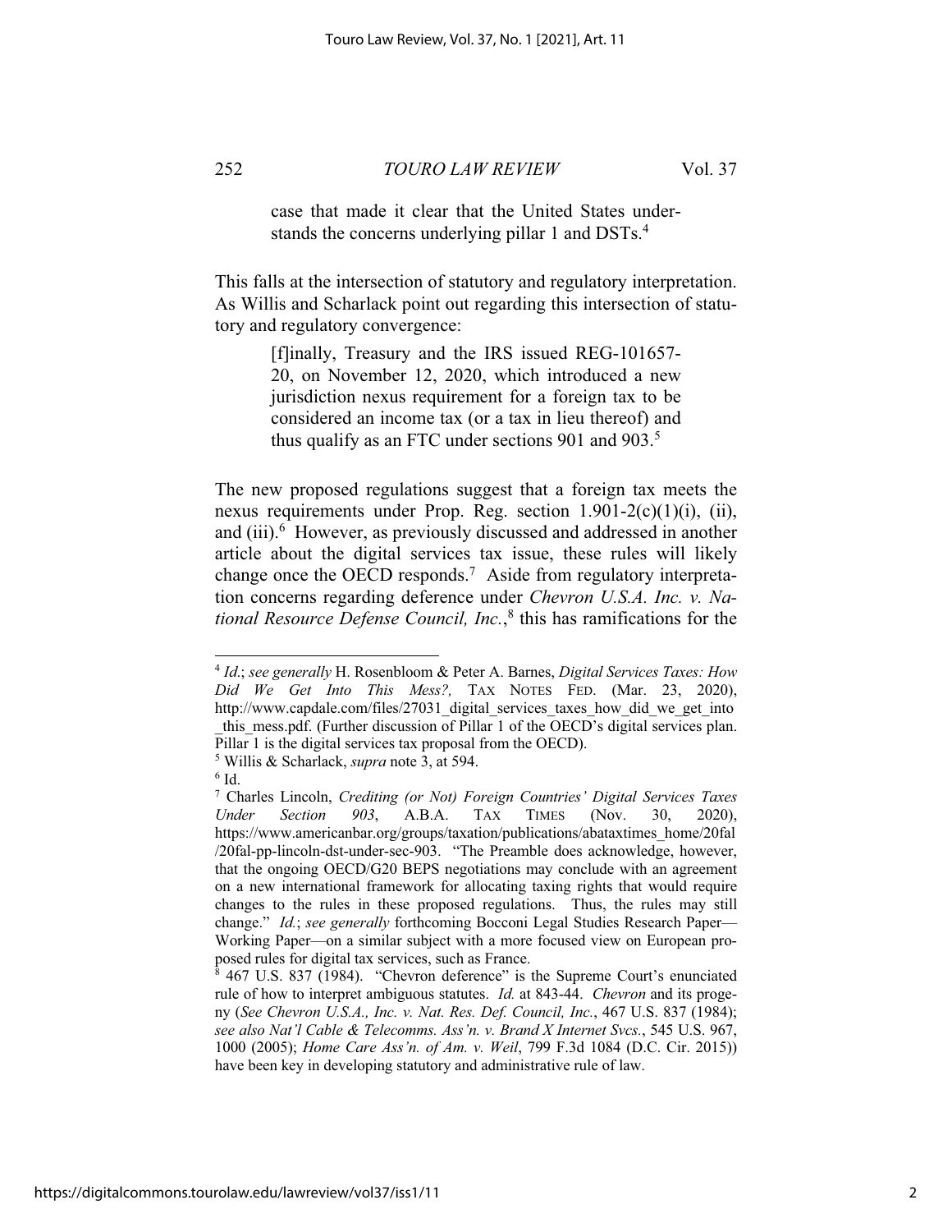case that made it clear that the United States understands the concerns underlying pillar 1 and DSTs.[4]

This falls at the intersection of statutory and regulatory interpretation. As Willis and Scharlack point out regarding this intersection of statutory and regulatory convergence:

> [f]inally, Treasury and the IRS issued REG-101657-20, on November 12, 2020, which introduced a new jurisdiction nexus requirement for a foreign tax to be considered an income tax (or a tax in lieu thereof) and thus qualify as an FTC under sections 901 and 903.[5]

The new proposed regulations suggest that a foreign tax meets the nexus requirements under Prop. Reg. section 1.901-2(c)(1)(i), (ii), and (iii).[6] However, as previously discussed and addressed in another article about the digital services tax issue, these rules will likely change once the OECD responds.[7] Aside from regulatory interpretation concerns regarding deference under *Chevron U.S.A. Inc. v. National Resource Defense Council, Inc.*,[8] this has ramifications for the

---

[4] *Id.*; *see generally* H. Rosenbloom & Peter A. Barnes, *Digital Services Taxes: How Did We Get Into This Mess?,* TAX NOTES FED. (Mar. 23, 2020), http://www.capdale.com/files/27031_digital_services_taxes_how_did_we_get_into_this_mess.pdf. (Further discussion of Pillar 1 of the OECD's digital services plan. Pillar 1 is the digital services tax proposal from the OECD).

[5] Willis & Scharlack, *supra* note 3, at 594.

[6] Id.

[7] Charles Lincoln, *Crediting (or Not) Foreign Countries' Digital Services Taxes Under Section 903*, A.B.A. TAX TIMES (Nov. 30, 2020), https://www.americanbar.org/groups/taxation/publications/abataxtimes_home/20fal/20fal-pp-lincoln-dst-under-sec-903. "The Preamble does acknowledge, however, that the ongoing OECD/G20 BEPS negotiations may conclude with an agreement on a new international framework for allocating taxing rights that would require changes to the rules in these proposed regulations. Thus, the rules may still change." *Id.*; *see generally* forthcoming Bocconi Legal Studies Research Paper—Working Paper—on a similar subject with a more focused view on European proposed rules for digital tax services, such as France.

[8] 467 U.S. 837 (1984). "Chevron deference" is the Supreme Court's enunciated rule of how to interpret ambiguous statutes. *Id.* at 843-44. *Chevron* and its progeny (*See Chevron U.S.A., Inc. v. Nat. Res. Def. Council, Inc.*, 467 U.S. 837 (1984); *see also Nat'l Cable & Telecomms. Ass'n. v. Brand X Internet Svcs.*, 545 U.S. 967, 1000 (2005); *Home Care Ass'n. of Am. v. Weil*, 799 F.3d 1084 (D.C. Cir. 2015)) have been key in developing statutory and administrative rule of law.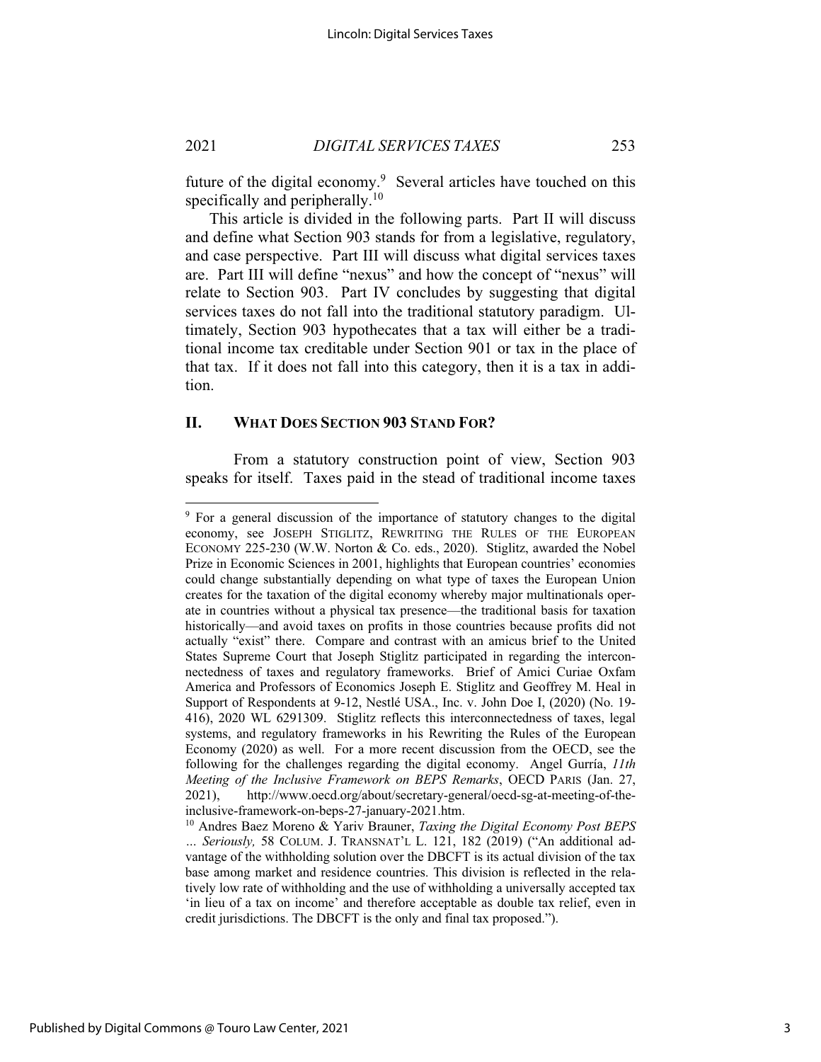future of the digital economy.[9] Several articles have touched on this specifically and peripherally.[10]

This article is divided in the following parts. Part II will discuss and define what Section 903 stands for from a legislative, regulatory, and case perspective. Part III will discuss what digital services taxes are. Part III will define "nexus" and how the concept of "nexus" will relate to Section 903. Part IV concludes by suggesting that digital services taxes do not fall into the traditional statutory paradigm. Ultimately, Section 903 hypothecates that a tax will either be a traditional income tax creditable under Section 901 or tax in the place of that tax. If it does not fall into this category, then it is a tax in addition.

## II. WHAT DOES SECTION 903 STAND FOR?

From a statutory construction point of view, Section 903 speaks for itself. Taxes paid in the stead of traditional income taxes

---

[9] For a general discussion of the importance of statutory changes to the digital economy, see JOSEPH STIGLITZ, REWRITING THE RULES OF THE EUROPEAN ECONOMY 225-230 (W.W. Norton & Co. eds., 2020). Stiglitz, awarded the Nobel Prize in Economic Sciences in 2001, highlights that European countries' economies could change substantially depending on what type of taxes the European Union creates for the taxation of the digital economy whereby major multinationals operate in countries without a physical tax presence—the traditional basis for taxation historically—and avoid taxes on profits in those countries because profits did not actually "exist" there. Compare and contrast with an amicus brief to the United States Supreme Court that Joseph Stiglitz participated in regarding the interconnectedness of taxes and regulatory frameworks. Brief of Amici Curiae Oxfam America and Professors of Economics Joseph E. Stiglitz and Geoffrey M. Heal in Support of Respondents at 9-12, Nestlé USA., Inc. v. John Doe I, (2020) (No. 19-416), 2020 WL 6291309. Stiglitz reflects this interconnectedness of taxes, legal systems, and regulatory frameworks in his Rewriting the Rules of the European Economy (2020) as well. For a more recent discussion from the OECD, see the following for the challenges regarding the digital economy. Angel Gurría, *11th Meeting of the Inclusive Framework on BEPS Remarks*, OECD PARIS (Jan. 27, 2021), http://www.oecd.org/about/secretary-general/oecd-sg-at-meeting-of-the-inclusive-framework-on-beps-27-january-2021.htm.

[10] Andres Baez Moreno & Yariv Brauner, *Taxing the Digital Economy Post BEPS … Seriously,* 58 COLUM. J. TRANSNAT'L L. 121, 182 (2019) ("An additional advantage of the withholding solution over the DBCFT is its actual division of the tax base among market and residence countries. This division is reflected in the relatively low rate of withholding and the use of withholding a universally accepted tax 'in lieu of a tax on income' and therefore acceptable as double tax relief, even in credit jurisdictions. The DBCFT is the only and final tax proposed.").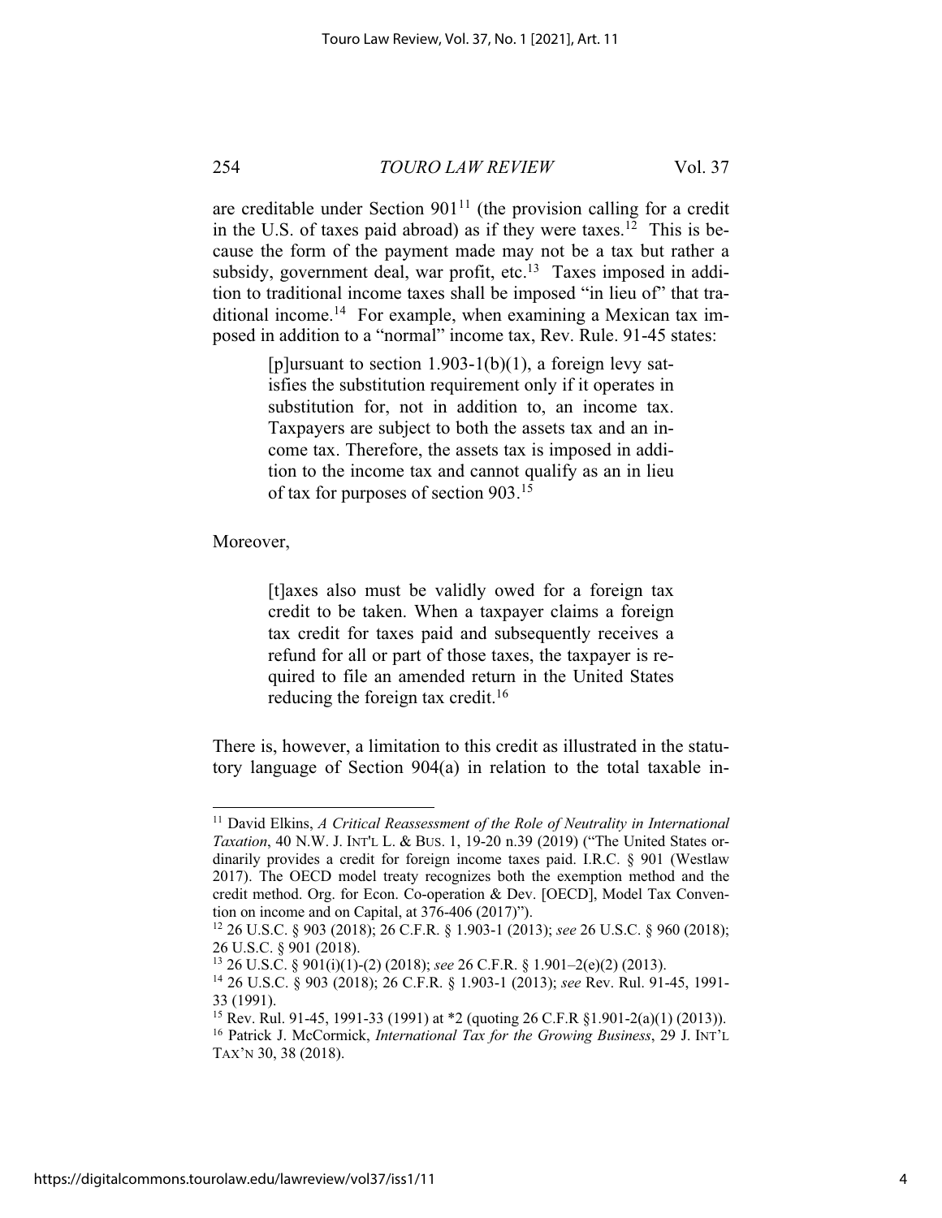are creditable under Section 901[11] (the provision calling for a credit in the U.S. of taxes paid abroad) as if they were taxes.[12] This is because the form of the payment made may not be a tax but rather a subsidy, government deal, war profit, etc.[13] Taxes imposed in addition to traditional income taxes shall be imposed "in lieu of" that traditional income.[14] For example, when examining a Mexican tax imposed in addition to a "normal" income tax, Rev. Rule. 91-45 states:

> [p]ursuant to section 1.903-1(b)(1), a foreign levy satisfies the substitution requirement only if it operates in substitution for, not in addition to, an income tax. Taxpayers are subject to both the assets tax and an income tax. Therefore, the assets tax is imposed in addition to the income tax and cannot qualify as an in lieu of tax for purposes of section 903.[15]

Moreover,

> [t]axes also must be validly owed for a foreign tax credit to be taken. When a taxpayer claims a foreign tax credit for taxes paid and subsequently receives a refund for all or part of those taxes, the taxpayer is required to file an amended return in the United States reducing the foreign tax credit.[16]

There is, however, a limitation to this credit as illustrated in the statutory language of Section 904(a) in relation to the total taxable in-

---

[11] David Elkins, *A Critical Reassessment of the Role of Neutrality in International Taxation*, 40 N.W. J. INT'L L. & BUS. 1, 19-20 n.39 (2019) ("The United States ordinarily provides a credit for foreign income taxes paid. I.R.C. § 901 (Westlaw 2017). The OECD model treaty recognizes both the exemption method and the credit method. Org. for Econ. Co-operation & Dev. [OECD], Model Tax Convention on income and on Capital, at 376-406 (2017)").

[12] 26 U.S.C. § 903 (2018); 26 C.F.R. § 1.903-1 (2013); *see* 26 U.S.C. § 960 (2018); 26 U.S.C. § 901 (2018).

[13] 26 U.S.C. § 901(i)(1)-(2) (2018); *see* 26 C.F.R. § 1.901–2(e)(2) (2013).

[14] 26 U.S.C. § 903 (2018); 26 C.F.R. § 1.903-1 (2013); *see* Rev. Rul. 91-45, 1991-33 (1991).

[15] Rev. Rul. 91-45, 1991-33 (1991) at *2 (quoting 26 C.F.R §1.901-2(a)(1) (2013)).

[16] Patrick J. McCormick, *International Tax for the Growing Business*, 29 J. INT'L TAX'N 30, 38 (2018).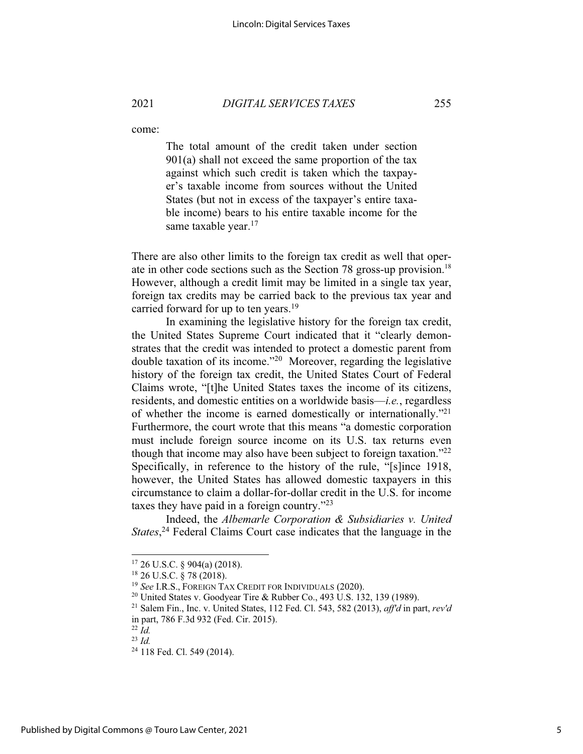come:

> The total amount of the credit taken under section 901(a) shall not exceed the same proportion of the tax against which such credit is taken which the taxpayer's taxable income from sources without the United States (but not in excess of the taxpayer's entire taxable income) bears to his entire taxable income for the same taxable year.[17]

There are also other limits to the foreign tax credit as well that operate in other code sections such as the Section 78 gross-up provision.[18] However, although a credit limit may be limited in a single tax year, foreign tax credits may be carried back to the previous tax year and carried forward for up to ten years.[19]

In examining the legislative history for the foreign tax credit, the United States Supreme Court indicated that it "clearly demonstrates that the credit was intended to protect a domestic parent from double taxation of its income."[20] Moreover, regarding the legislative history of the foreign tax credit, the United States Court of Federal Claims wrote, "[t]he United States taxes the income of its citizens, residents, and domestic entities on a worldwide basis—*i.e.*, regardless of whether the income is earned domestically or internationally."[21] Furthermore, the court wrote that this means "a domestic corporation must include foreign source income on its U.S. tax returns even though that income may also have been subject to foreign taxation."[22] Specifically, in reference to the history of the rule, "[s]ince 1918, however, the United States has allowed domestic taxpayers in this circumstance to claim a dollar-for-dollar credit in the U.S. for income taxes they have paid in a foreign country."[23]

Indeed, the *Albemarle Corporation & Subsidiaries v. United States*,[24] Federal Claims Court case indicates that the language in the

---

[17] 26 U.S.C. § 904(a) (2018).

[18] 26 U.S.C. § 78 (2018).

[19] *See* I.R.S., FOREIGN TAX CREDIT FOR INDIVIDUALS (2020).

[20] United States v. Goodyear Tire & Rubber Co., 493 U.S. 132, 139 (1989).

[21] Salem Fin., Inc. v. United States, 112 Fed. Cl. 543, 582 (2013), *aff'd* in part, *rev'd* in part, 786 F.3d 932 (Fed. Cir. 2015).

[22] *Id.*

[23] *Id.*

[24] 118 Fed. Cl. 549 (2014).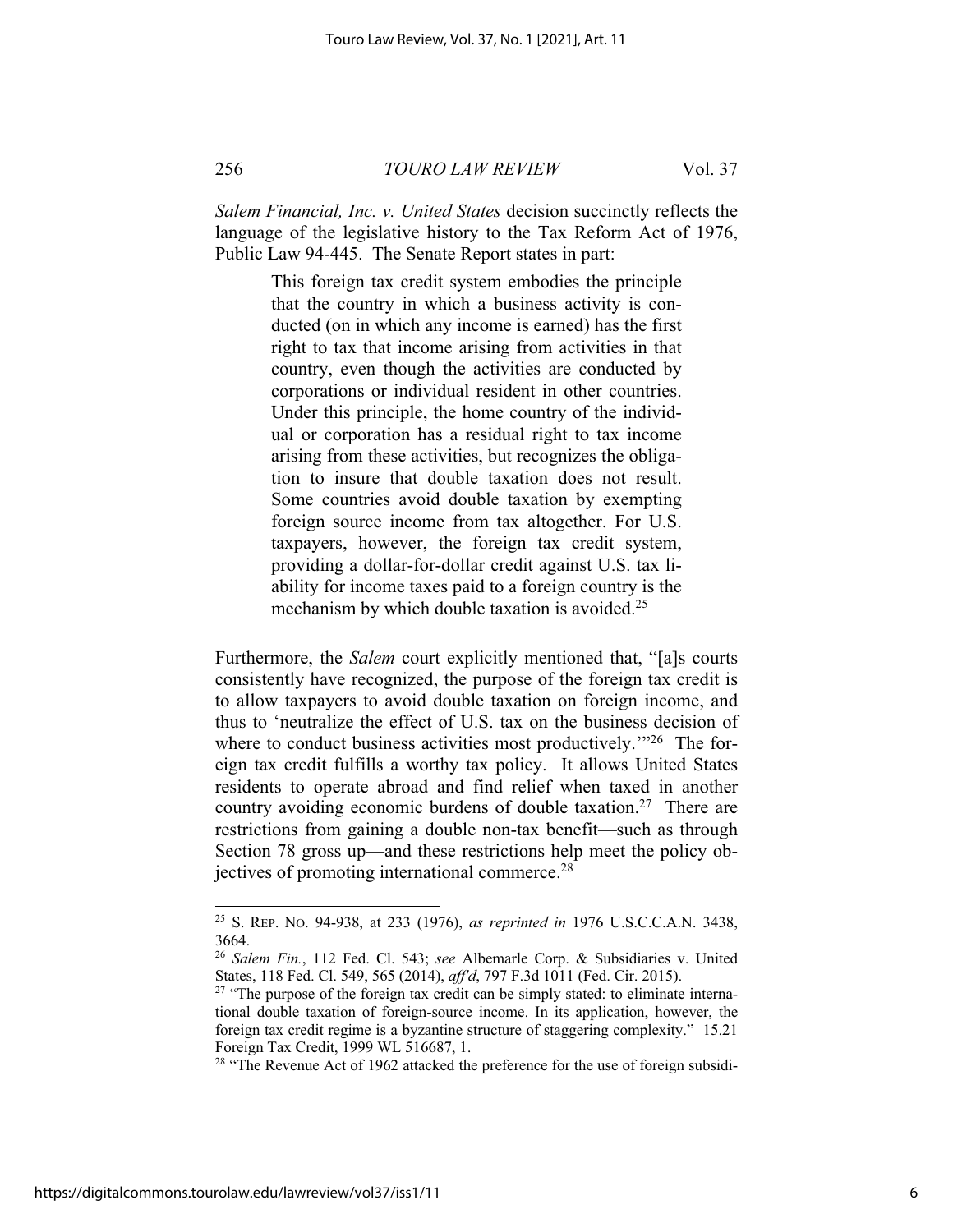*Salem Financial, Inc. v. United States* decision succinctly reflects the language of the legislative history to the Tax Reform Act of 1976, Public Law 94-445. The Senate Report states in part:

> This foreign tax credit system embodies the principle that the country in which a business activity is conducted (on in which any income is earned) has the first right to tax that income arising from activities in that country, even though the activities are conducted by corporations or individual resident in other countries. Under this principle, the home country of the individual or corporation has a residual right to tax income arising from these activities, but recognizes the obligation to insure that double taxation does not result. Some countries avoid double taxation by exempting foreign source income from tax altogether. For U.S. taxpayers, however, the foreign tax credit system, providing a dollar-for-dollar credit against U.S. tax liability for income taxes paid to a foreign country is the mechanism by which double taxation is avoided.[25]

Furthermore, the *Salem* court explicitly mentioned that, "[a]s courts consistently have recognized, the purpose of the foreign tax credit is to allow taxpayers to avoid double taxation on foreign income, and thus to 'neutralize the effect of U.S. tax on the business decision of where to conduct business activities most productively.'"[26] The foreign tax credit fulfills a worthy tax policy. It allows United States residents to operate abroad and find relief when taxed in another country avoiding economic burdens of double taxation.[27] There are restrictions from gaining a double non-tax benefit—such as through Section 78 gross up—and these restrictions help meet the policy objectives of promoting international commerce.[28]

---

[25] S. REP. NO. 94-938, at 233 (1976), *as reprinted in* 1976 U.S.C.C.A.N. 3438, 3664.

[26] *Salem Fin.*, 112 Fed. Cl. 543; *see* Albemarle Corp. & Subsidiaries v. United States, 118 Fed. Cl. 549, 565 (2014), *aff'd*, 797 F.3d 1011 (Fed. Cir. 2015).

[27] "The purpose of the foreign tax credit can be simply stated: to eliminate international double taxation of foreign-source income. In its application, however, the foreign tax credit regime is a byzantine structure of staggering complexity." 15.21 Foreign Tax Credit, 1999 WL 516687, 1.

[28] "The Revenue Act of 1962 attacked the preference for the use of foreign subsidi-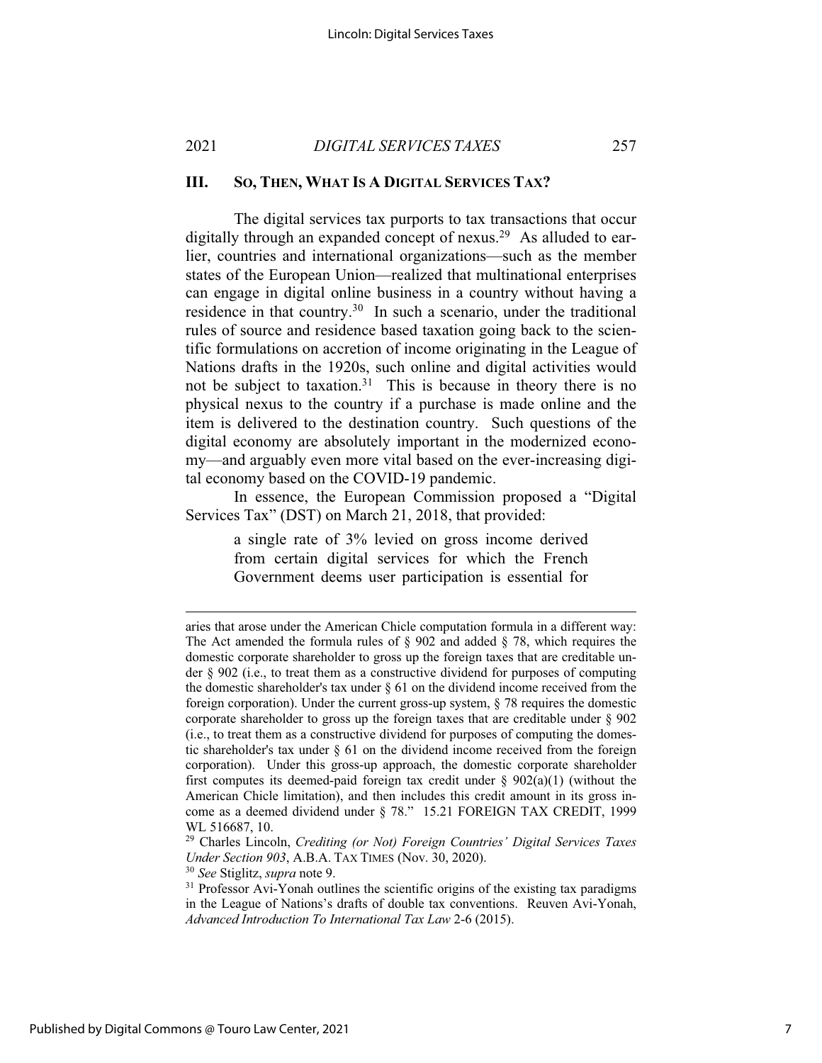## III. So, Then, What Is A Digital Services Tax?

The digital services tax purports to tax transactions that occur digitally through an expanded concept of nexus.[29] As alluded to earlier, countries and international organizations—such as the member states of the European Union—realized that multinational enterprises can engage in digital online business in a country without having a residence in that country.[30] In such a scenario, under the traditional rules of source and residence based taxation going back to the scientific formulations on accretion of income originating in the League of Nations drafts in the 1920s, such online and digital activities would not be subject to taxation.[31] This is because in theory there is no physical nexus to the country if a purchase is made online and the item is delivered to the destination country. Such questions of the digital economy are absolutely important in the modernized economy—and arguably even more vital based on the ever-increasing digital economy based on the COVID-19 pandemic.

In essence, the European Commission proposed a "Digital Services Tax" (DST) on March 21, 2018, that provided:

> a single rate of 3% levied on gross income derived from certain digital services for which the French Government deems user participation is essential for

---

aries that arose under the American Chicle computation formula in a different way: The Act amended the formula rules of § 902 and added § 78, which requires the domestic corporate shareholder to gross up the foreign taxes that are creditable under § 902 (i.e., to treat them as a constructive dividend for purposes of computing the domestic shareholder's tax under § 61 on the dividend income received from the foreign corporation). Under the current gross-up system, § 78 requires the domestic corporate shareholder to gross up the foreign taxes that are creditable under § 902 (i.e., to treat them as a constructive dividend for purposes of computing the domestic shareholder's tax under § 61 on the dividend income received from the foreign corporation). Under this gross-up approach, the domestic corporate shareholder first computes its deemed-paid foreign tax credit under § 902(a)(1) (without the American Chicle limitation), and then includes this credit amount in its gross income as a deemed dividend under § 78." 15.21 FOREIGN TAX CREDIT, 1999 WL 516687, 10.

[29] Charles Lincoln, *Crediting (or Not) Foreign Countries' Digital Services Taxes Under Section 903*, A.B.A. TAX TIMES (Nov. 30, 2020).

[30] *See* Stiglitz, *supra* note 9.

[31] Professor Avi-Yonah outlines the scientific origins of the existing tax paradigms in the League of Nations's drafts of double tax conventions. Reuven Avi-Yonah, *Advanced Introduction To International Tax Law* 2-6 (2015).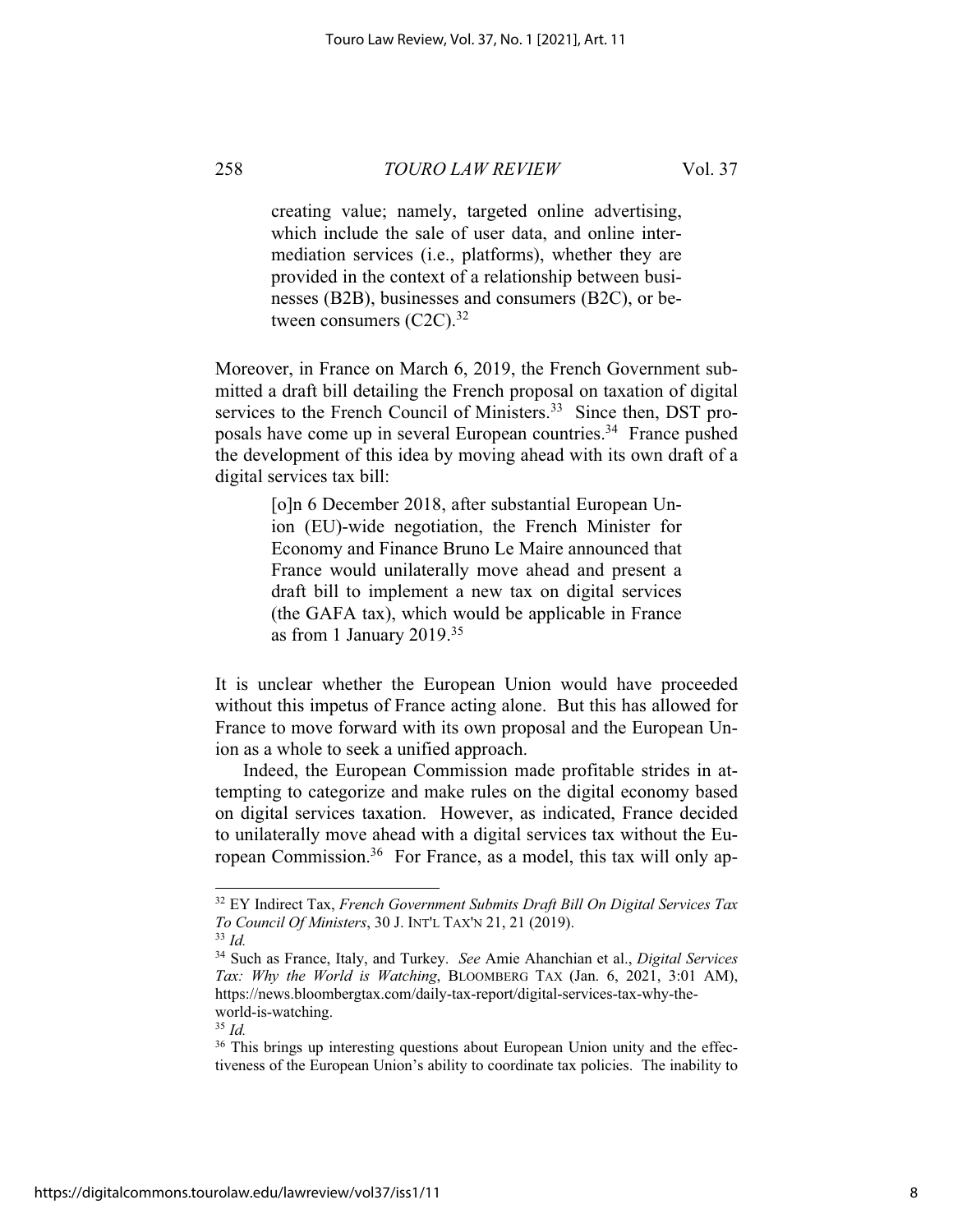> creating value; namely, targeted online advertising, which include the sale of user data, and online intermediation services (i.e., platforms), whether they are provided in the context of a relationship between businesses (B2B), businesses and consumers (B2C), or between consumers (C2C).[32]

Moreover, in France on March 6, 2019, the French Government submitted a draft bill detailing the French proposal on taxation of digital services to the French Council of Ministers.[33] Since then, DST proposals have come up in several European countries.[34] France pushed the development of this idea by moving ahead with its own draft of a digital services tax bill:

> [o]n 6 December 2018, after substantial European Union (EU)-wide negotiation, the French Minister for Economy and Finance Bruno Le Maire announced that France would unilaterally move ahead and present a draft bill to implement a new tax on digital services (the GAFA tax), which would be applicable in France as from 1 January 2019.[35]

It is unclear whether the European Union would have proceeded without this impetus of France acting alone. But this has allowed for France to move forward with its own proposal and the European Union as a whole to seek a unified approach.

Indeed, the European Commission made profitable strides in attempting to categorize and make rules on the digital economy based on digital services taxation. However, as indicated, France decided to unilaterally move ahead with a digital services tax without the European Commission.[36] For France, as a model, this tax will only ap-

---

[32] EY Indirect Tax, *French Government Submits Draft Bill On Digital Services Tax To Council Of Ministers*, 30 J. INT'L TAX'N 21, 21 (2019).

[33] *Id.*

[34] Such as France, Italy, and Turkey. *See* Amie Ahanchian et al., *Digital Services Tax: Why the World is Watching*, BLOOMBERG TAX (Jan. 6, 2021, 3:01 AM), https://news.bloombergtax.com/daily-tax-report/digital-services-tax-why-the-world-is-watching.

[35] *Id.*

[36] This brings up interesting questions about European Union unity and the effectiveness of the European Union's ability to coordinate tax policies. The inability to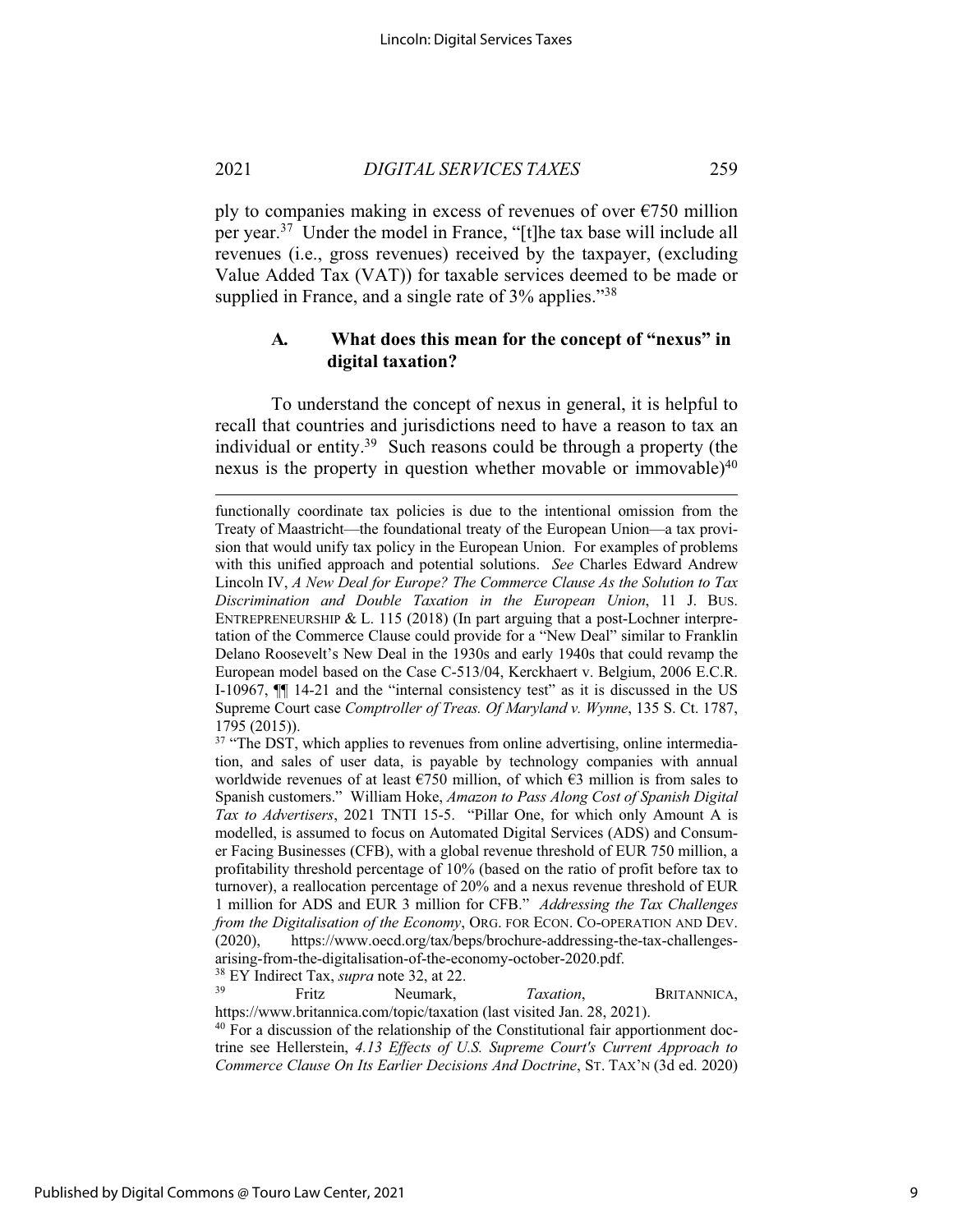ply to companies making in excess of revenues of over €750 million per year.[37] Under the model in France, "[t]he tax base will include all revenues (i.e., gross revenues) received by the taxpayer, (excluding Value Added Tax (VAT)) for taxable services deemed to be made or supplied in France, and a single rate of 3% applies."[38]

### A. What does this mean for the concept of "nexus" in digital taxation?

To understand the concept of nexus in general, it is helpful to recall that countries and jurisdictions need to have a reason to tax an individual or entity.[39] Such reasons could be through a property (the nexus is the property in question whether movable or immovable)[40]

---

functionally coordinate tax policies is due to the intentional omission from the Treaty of Maastricht—the foundational treaty of the European Union—a tax provision that would unify tax policy in the European Union. For examples of problems with this unified approach and potential solutions. *See* Charles Edward Andrew Lincoln IV, *A New Deal for Europe? The Commerce Clause As the Solution to Tax Discrimination and Double Taxation in the European Union*, 11 J. BUS. ENTREPRENEURSHIP & L. 115 (2018) (In part arguing that a post-Lochner interpretation of the Commerce Clause could provide for a "New Deal" similar to Franklin Delano Roosevelt's New Deal in the 1930s and early 1940s that could revamp the European model based on the Case C-513/04, Kerckhaert v. Belgium, 2006 E.C.R. I-10967, ¶¶ 14-21 and the "internal consistency test" as it is discussed in the US Supreme Court case *Comptroller of Treas. Of Maryland v. Wynne*, 135 S. Ct. 1787, 1795 (2015)).

[37] "The DST, which applies to revenues from online advertising, online intermediation, and sales of user data, is payable by technology companies with annual worldwide revenues of at least €750 million, of which €3 million is from sales to Spanish customers." William Hoke, *Amazon to Pass Along Cost of Spanish Digital Tax to Advertisers*, 2021 TNTI 15-5. "Pillar One, for which only Amount A is modelled, is assumed to focus on Automated Digital Services (ADS) and Consumer Facing Businesses (CFB), with a global revenue threshold of EUR 750 million, a profitability threshold percentage of 10% (based on the ratio of profit before tax to turnover), a reallocation percentage of 20% and a nexus revenue threshold of EUR 1 million for ADS and EUR 3 million for CFB." *Addressing the Tax Challenges from the Digitalisation of the Economy*, ORG. FOR ECON. CO-OPERATION AND DEV. (2020), https://www.oecd.org/tax/beps/brochure-addressing-the-tax-challenges-arising-from-the-digitalisation-of-the-economy-october-2020.pdf.

[38] EY Indirect Tax, *supra* note 32, at 22.

[39] Fritz Neumark, *Taxation*, BRITANNICA, https://www.britannica.com/topic/taxation (last visited Jan. 28, 2021).

[40] For a discussion of the relationship of the Constitutional fair apportionment doctrine see Hellerstein, *4.13 Effects of U.S. Supreme Court's Current Approach to Commerce Clause On Its Earlier Decisions And Doctrine*, ST. TAX'N (3d ed. 2020)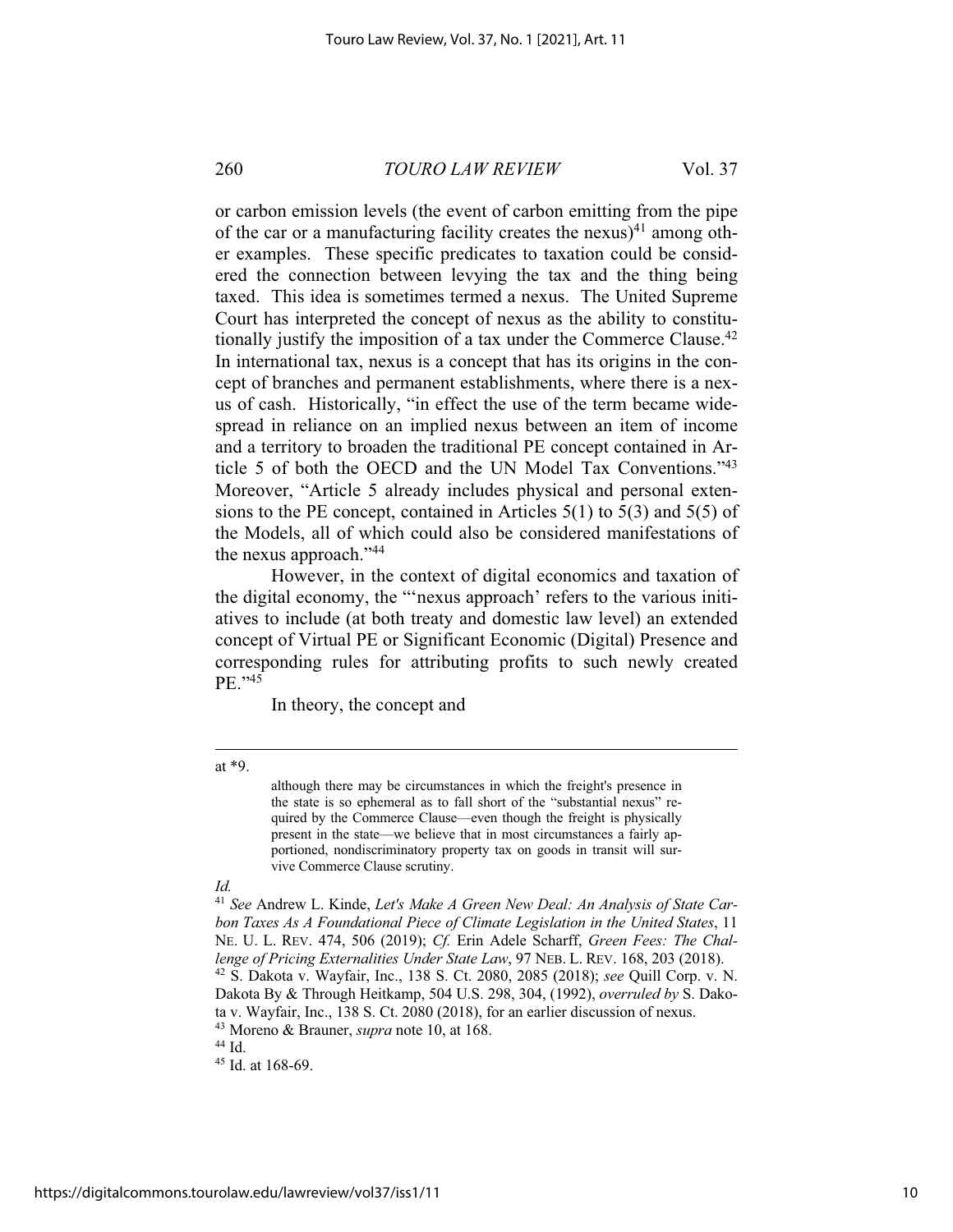or carbon emission levels (the event of carbon emitting from the pipe of the car or a manufacturing facility creates the nexus)[41] among other examples. These specific predicates to taxation could be considered the connection between levying the tax and the thing being taxed. This idea is sometimes termed a nexus. The United Supreme Court has interpreted the concept of nexus as the ability to constitutionally justify the imposition of a tax under the Commerce Clause.[42] In international tax, nexus is a concept that has its origins in the concept of branches and permanent establishments, where there is a nexus of cash. Historically, "in effect the use of the term became widespread in reliance on an implied nexus between an item of income and a territory to broaden the traditional PE concept contained in Article 5 of both the OECD and the UN Model Tax Conventions."[43] Moreover, "Article 5 already includes physical and personal extensions to the PE concept, contained in Articles 5(1) to 5(3) and 5(5) of the Models, all of which could also be considered manifestations of the nexus approach."[44]

However, in the context of digital economics and taxation of the digital economy, the "'nexus approach' refers to the various initiatives to include (at both treaty and domestic law level) an extended concept of Virtual PE or Significant Economic (Digital) Presence and corresponding rules for attributing profits to such newly created PE."[45]

In theory, the concept and

---

at *9.

> although there may be circumstances in which the freight's presence in the state is so ephemeral as to fall short of the "substantial nexus" required by the Commerce Clause—even though the freight is physically present in the state—we believe that in most circumstances a fairly apportioned, nondiscriminatory property tax on goods in transit will survive Commerce Clause scrutiny.

*Id.*

[41] *See* Andrew L. Kinde, *Let's Make A Green New Deal: An Analysis of State Carbon Taxes As A Foundational Piece of Climate Legislation in the United States*, 11 NE. U. L. REV. 474, 506 (2019); *Cf.* Erin Adele Scharff, *Green Fees: The Challenge of Pricing Externalities Under State Law*, 97 NEB. L. REV. 168, 203 (2018).

[42] S. Dakota v. Wayfair, Inc., 138 S. Ct. 2080, 2085 (2018); *see* Quill Corp. v. N. Dakota By & Through Heitkamp, 504 U.S. 298, 304, (1992), *overruled by* S. Dakota v. Wayfair, Inc., 138 S. Ct. 2080 (2018), for an earlier discussion of nexus.

[43] Moreno & Brauner, *supra* note 10, at 168.

[44] Id.

[45] Id. at 168-69.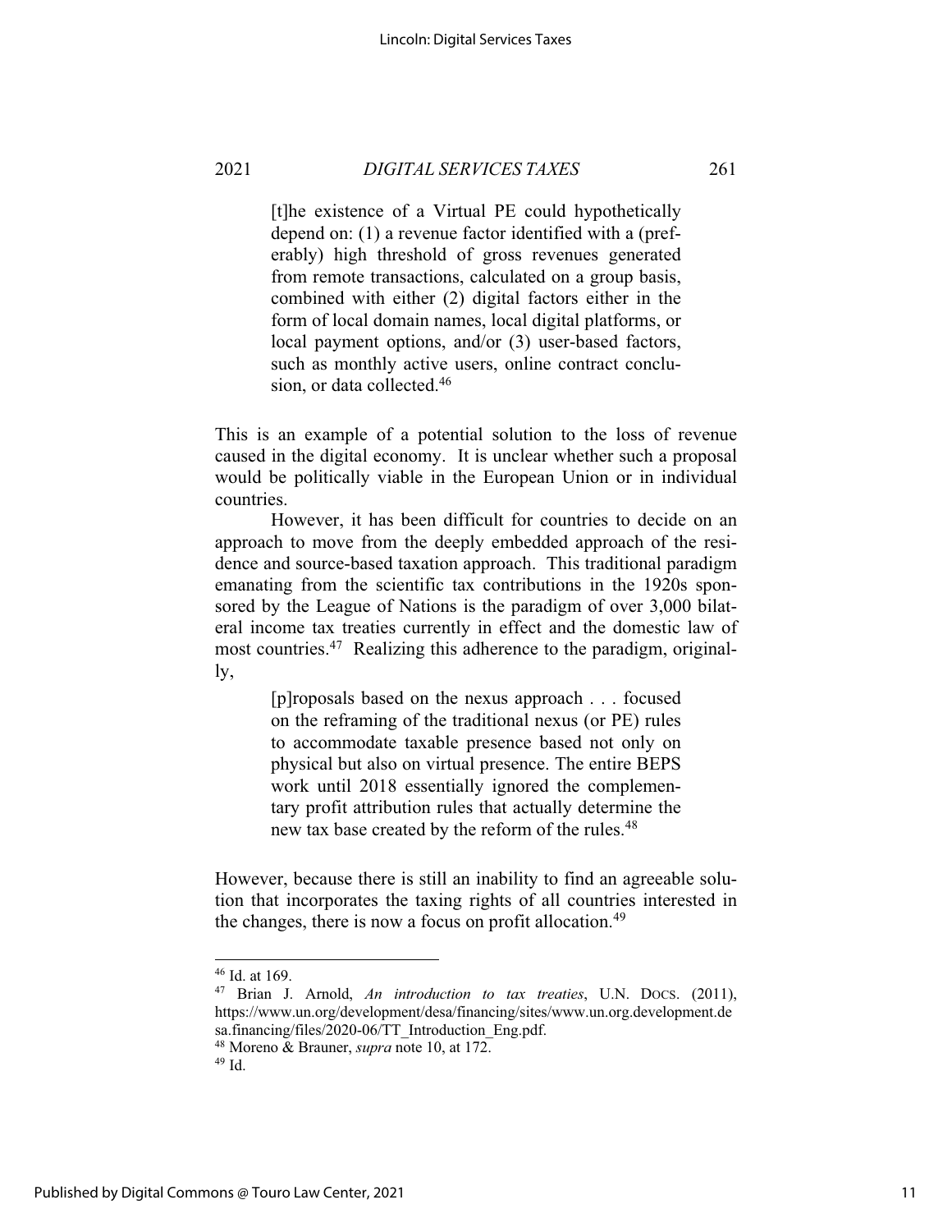> [t]he existence of a Virtual PE could hypothetically depend on: (1) a revenue factor identified with a (preferably) high threshold of gross revenues generated from remote transactions, calculated on a group basis, combined with either (2) digital factors either in the form of local domain names, local digital platforms, or local payment options, and/or (3) user-based factors, such as monthly active users, online contract conclusion, or data collected.[46]

This is an example of a potential solution to the loss of revenue caused in the digital economy. It is unclear whether such a proposal would be politically viable in the European Union or in individual countries.

However, it has been difficult for countries to decide on an approach to move from the deeply embedded approach of the residence and source-based taxation approach. This traditional paradigm emanating from the scientific tax contributions in the 1920s sponsored by the League of Nations is the paradigm of over 3,000 bilateral income tax treaties currently in effect and the domestic law of most countries.[47] Realizing this adherence to the paradigm, originally,

> [p]roposals based on the nexus approach . . . focused on the reframing of the traditional nexus (or PE) rules to accommodate taxable presence based not only on physical but also on virtual presence. The entire BEPS work until 2018 essentially ignored the complementary profit attribution rules that actually determine the new tax base created by the reform of the rules.[48]

However, because there is still an inability to find an agreeable solution that incorporates the taxing rights of all countries interested in the changes, there is now a focus on profit allocation.[49]

---

[46] Id. at 169.

[47] Brian J. Arnold, *An introduction to tax treaties*, U.N. DOCS. (2011), https://www.un.org/development/desa/financing/sites/www.un.org.development.desa.financing/files/2020-06/TT_Introduction_Eng.pdf.

[48] Moreno & Brauner, *supra* note 10, at 172.

[49] Id.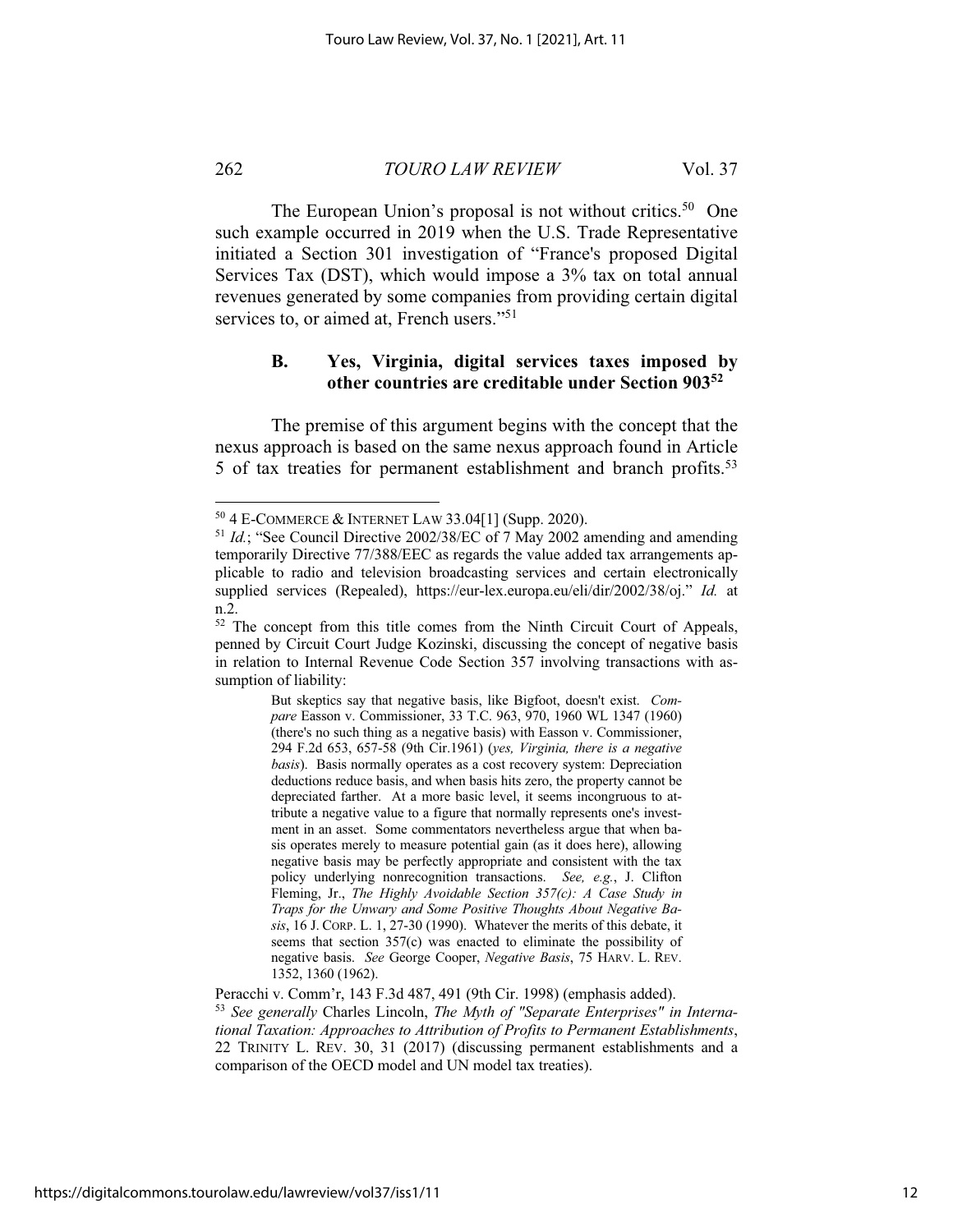The European Union's proposal is not without critics.[50] One such example occurred in 2019 when the U.S. Trade Representative initiated a Section 301 investigation of "France's proposed Digital Services Tax (DST), which would impose a 3% tax on total annual revenues generated by some companies from providing certain digital services to, or aimed at, French users."[51]

### B. Yes, Virginia, digital services taxes imposed by other countries are creditable under Section 903[52]

The premise of this argument begins with the concept that the nexus approach is based on the same nexus approach found in Article 5 of tax treaties for permanent establishment and branch profits.[53]

---

[50] 4 E-COMMERCE & INTERNET LAW 33.04[1] (Supp. 2020).

[51] *Id.*; "See Council Directive 2002/38/EC of 7 May 2002 amending and amending temporarily Directive 77/388/EEC as regards the value added tax arrangements applicable to radio and television broadcasting services and certain electronically supplied services (Repealed), https://eur-lex.europa.eu/eli/dir/2002/38/oj." *Id.* at n.2.

[52] The concept from this title comes from the Ninth Circuit Court of Appeals, penned by Circuit Court Judge Kozinski, discussing the concept of negative basis in relation to Internal Revenue Code Section 357 involving transactions with assumption of liability:

> But skeptics say that negative basis, like Bigfoot, doesn't exist. *Compare* Easson v. Commissioner, 33 T.C. 963, 970, 1960 WL 1347 (1960) (there's no such thing as a negative basis) with Easson v. Commissioner, 294 F.2d 653, 657-58 (9th Cir.1961) (*yes, Virginia, there is a negative basis*). Basis normally operates as a cost recovery system: Depreciation deductions reduce basis, and when basis hits zero, the property cannot be depreciated farther. At a more basic level, it seems incongruous to attribute a negative value to a figure that normally represents one's investment in an asset. Some commentators nevertheless argue that when basis operates merely to measure potential gain (as it does here), allowing negative basis may be perfectly appropriate and consistent with the tax policy underlying nonrecognition transactions. *See, e.g.*, J. Clifton Fleming, Jr., *The Highly Avoidable Section 357(c): A Case Study in Traps for the Unwary and Some Positive Thoughts About Negative Basis*, 16 J. CORP. L. 1, 27-30 (1990). Whatever the merits of this debate, it seems that section 357(c) was enacted to eliminate the possibility of negative basis. *See* George Cooper, *Negative Basis*, 75 HARV. L. REV. 1352, 1360 (1962).

Peracchi v. Comm'r, 143 F.3d 487, 491 (9th Cir. 1998) (emphasis added).

[53] *See generally* Charles Lincoln, *The Myth of "Separate Enterprises" in International Taxation: Approaches to Attribution of Profits to Permanent Establishments*, 22 TRINITY L. REV. 30, 31 (2017) (discussing permanent establishments and a comparison of the OECD model and UN model tax treaties).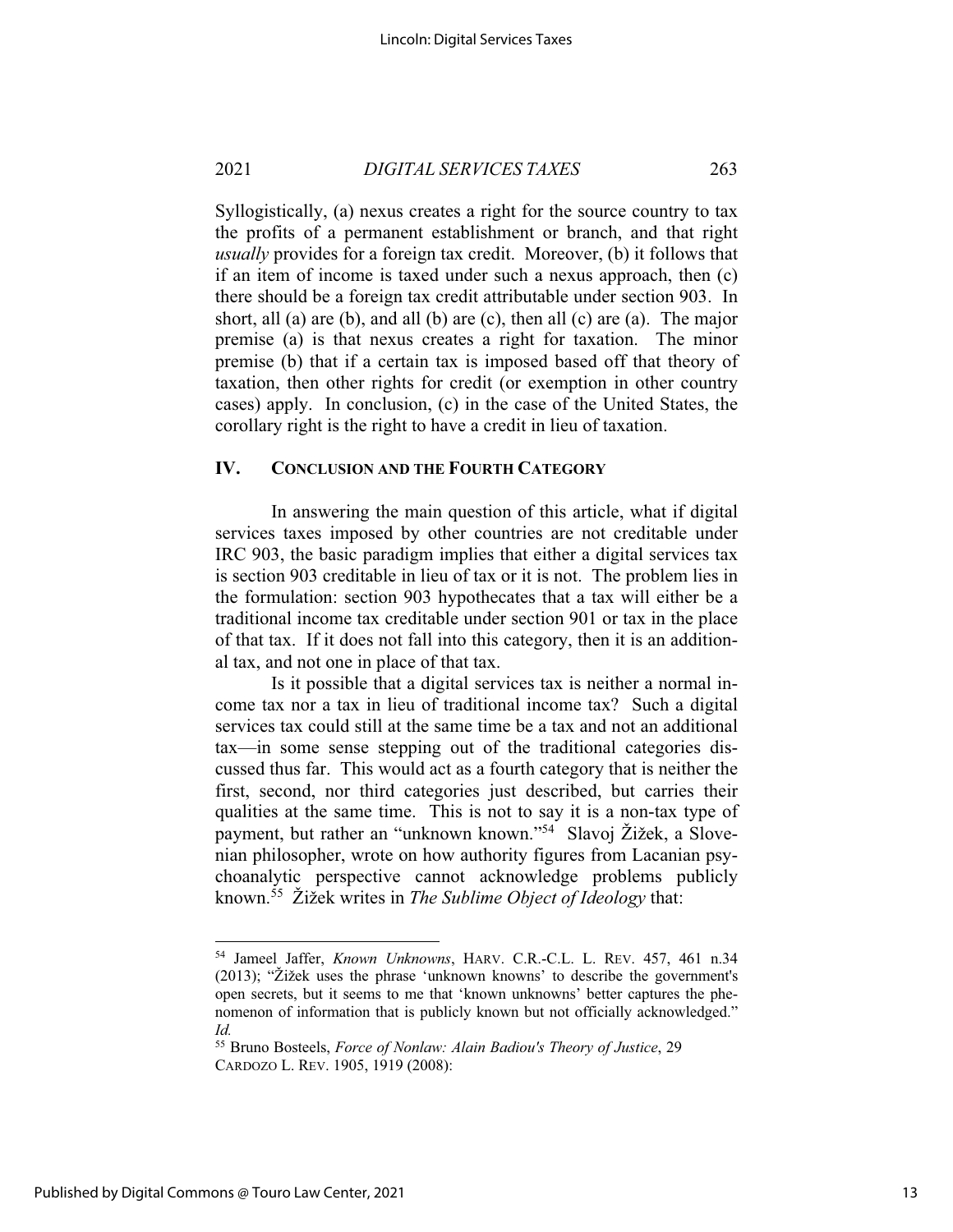Syllogistically, (a) nexus creates a right for the source country to tax the profits of a permanent establishment or branch, and that right *usually* provides for a foreign tax credit. Moreover, (b) it follows that if an item of income is taxed under such a nexus approach, then (c) there should be a foreign tax credit attributable under section 903. In short, all (a) are (b), and all (b) are (c), then all (c) are (a). The major premise (a) is that nexus creates a right for taxation. The minor premise (b) that if a certain tax is imposed based off that theory of taxation, then other rights for credit (or exemption in other country cases) apply. In conclusion, (c) in the case of the United States, the corollary right is the right to have a credit in lieu of taxation.

## IV. CONCLUSION AND THE FOURTH CATEGORY

In answering the main question of this article, what if digital services taxes imposed by other countries are not creditable under IRC 903, the basic paradigm implies that either a digital services tax is section 903 creditable in lieu of tax or it is not. The problem lies in the formulation: section 903 hypothecates that a tax will either be a traditional income tax creditable under section 901 or tax in the place of that tax. If it does not fall into this category, then it is an additional tax, and not one in place of that tax.

Is it possible that a digital services tax is neither a normal income tax nor a tax in lieu of traditional income tax? Such a digital services tax could still at the same time be a tax and not an additional tax—in some sense stepping out of the traditional categories discussed thus far. This would act as a fourth category that is neither the first, second, nor third categories just described, but carries their qualities at the same time. This is not to say it is a non-tax type of payment, but rather an "unknown known."[54] Slavoj Žižek, a Slovenian philosopher, wrote on how authority figures from Lacanian psychoanalytic perspective cannot acknowledge problems publicly known.[55] Žižek writes in *The Sublime Object of Ideology* that:

---

[54] Jameel Jaffer, *Known Unknowns*, HARV. C.R.-C.L. L. REV. 457, 461 n.34 (2013); "Žižek uses the phrase 'unknown knowns' to describe the government's open secrets, but it seems to me that 'known unknowns' better captures the phenomenon of information that is publicly known but not officially acknowledged." *Id.*

[55] Bruno Bosteels, *Force of Nonlaw: Alain Badiou's Theory of Justice*, 29 CARDOZO L. REV. 1905, 1919 (2008):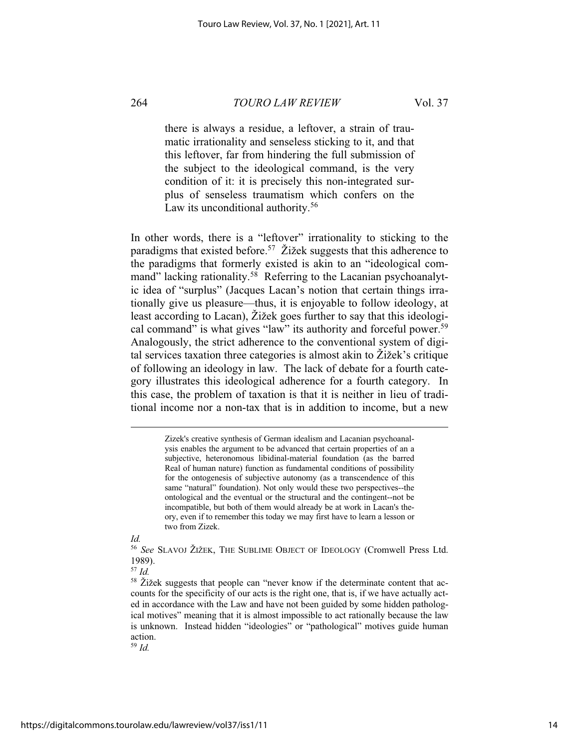> there is always a residue, a leftover, a strain of traumatic irrationality and senseless sticking to it, and that this leftover, far from hindering the full submission of the subject to the ideological command, is the very condition of it: it is precisely this non-integrated surplus of senseless traumatism which confers on the Law its unconditional authority.[56]

In other words, there is a "leftover" irrationality to sticking to the paradigms that existed before.[57] Žižek suggests that this adherence to the paradigms that formerly existed is akin to an "ideological command" lacking rationality.[58] Referring to the Lacanian psychoanalytic idea of "surplus" (Jacques Lacan's notion that certain things irrationally give us pleasure—thus, it is enjoyable to follow ideology, at least according to Lacan), Žižek goes further to say that this ideological command" is what gives "law" its authority and forceful power.[59] Analogously, the strict adherence to the conventional system of digital services taxation three categories is almost akin to Žižek's critique of following an ideology in law. The lack of debate for a fourth category illustrates this ideological adherence for a fourth category. In this case, the problem of taxation is that it is neither in lieu of traditional income nor a non-tax that is in addition to income, but a new

---

> Zizek's creative synthesis of German idealism and Lacanian psychoanalysis enables the argument to be advanced that certain properties of an a subjective, heteronomous libidinal-material foundation (as the barred Real of human nature) function as fundamental conditions of possibility for the ontogenesis of subjective autonomy (as a transcendence of this same "natural" foundation). Not only would these two perspectives--the ontological and the eventual or the structural and the contingent--not be incompatible, but both of them would already be at work in Lacan's theory, even if to remember this today we may first have to learn a lesson or two from Zizek.

*Id.*

[56] *See* SLAVOJ ŽIŽEK, THE SUBLIME OBJECT OF IDEOLOGY (Cromwell Press Ltd. 1989).

[57] *Id.*

[58] Žižek suggests that people can "never know if the determinate content that accounts for the specificity of our acts is the right one, that is, if we have actually acted in accordance with the Law and have not been guided by some hidden pathological motives" meaning that it is almost impossible to act rationally because the law is unknown. Instead hidden "ideologies" or "pathological" motives guide human action.

[59] *Id.*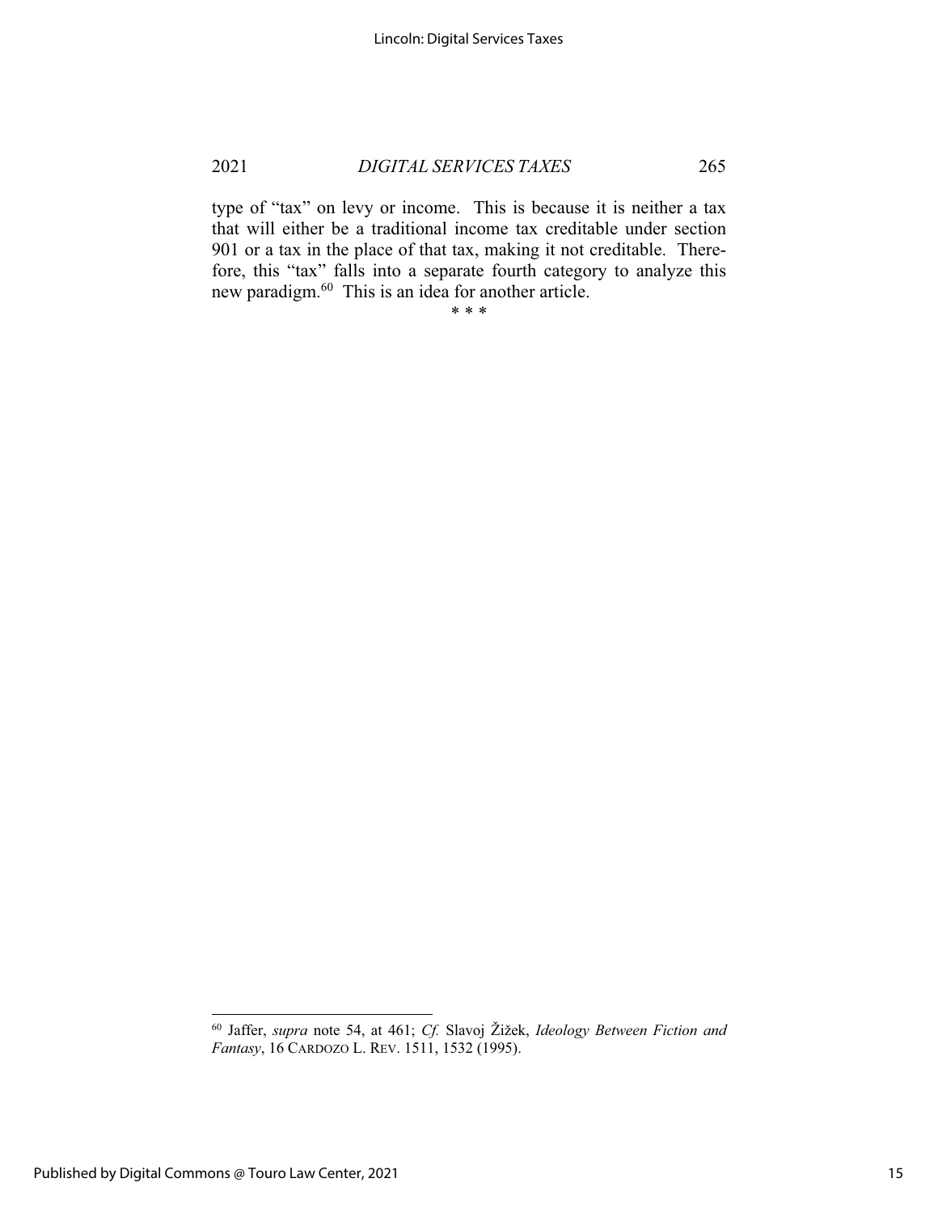type of "tax" on levy or income. This is because it is neither a tax that will either be a traditional income tax creditable under section 901 or a tax in the place of that tax, making it not creditable. Therefore, this "tax" falls into a separate fourth category to analyze this new paradigm.[60] This is an idea for another article.

\* \* \*

---

[60] Jaffer, *supra* note 54, at 461; *Cf.* Slavoj Žižek, *Ideology Between Fiction and Fantasy*, 16 CARDOZO L. REV. 1511, 1532 (1995).